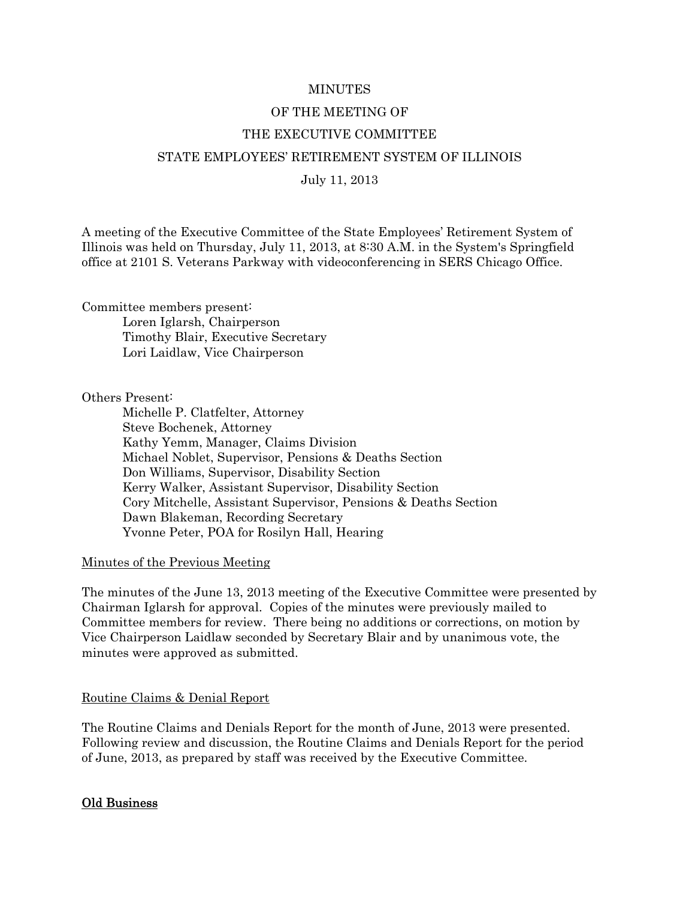# MINUTES

# OF THE MEETING OF

# THE EXECUTIVE COMMITTEE

# STATE EMPLOYEES' RETIREMENT SYSTEM OF ILLINOIS

July 11, 2013

A meeting of the Executive Committee of the State Employees' Retirement System of Illinois was held on Thursday, July 11, 2013, at 8:30 A.M. in the System's Springfield office at 2101 S. Veterans Parkway with videoconferencing in SERS Chicago Office.

Committee members present:

- Loren Iglarsh, Chairperson
- Timothy Blair, Executive Secretary
- Lori Laidlaw, Vice Chairperson

Others Present:

- Michelle P. Clatfelter, Attorney
- Steve Bochenek, Attorney
- Kathy Yemm, Manager, Claims Division
- Michael Noblet, Supervisor, Pensions & Deaths Section
- Don Williams, Supervisor, Disability Section
- Kerry Walker, Assistant Supervisor, Disability Section
- Cory Mitchelle, Assistant Supervisor, Pensions & Deaths Section
- Dawn Blakeman, Recording Secretary
- Yvonne Peter, POA for Rosilyn Hall, Hearing

## Minutes of the Previous Meeting

The minutes of the June 13, 2013 meeting of the Executive Committee were presented by Chairman Iglarsh for approval. Copies of the minutes were previously mailed to Committee members for review. There being no additions or corrections, on motion by Vice Chairperson Laidlaw seconded by Secretary Blair and by unanimous vote, the minutes were approved as submitted.

## Routine Claims & Denial Report

The Routine Claims and Denials Report for the month of June, 2013 were presented. Following review and discussion, the Routine Claims and Denials Report for the period of June, 2013, as prepared by staff was received by the Executive Committee.

## Old Business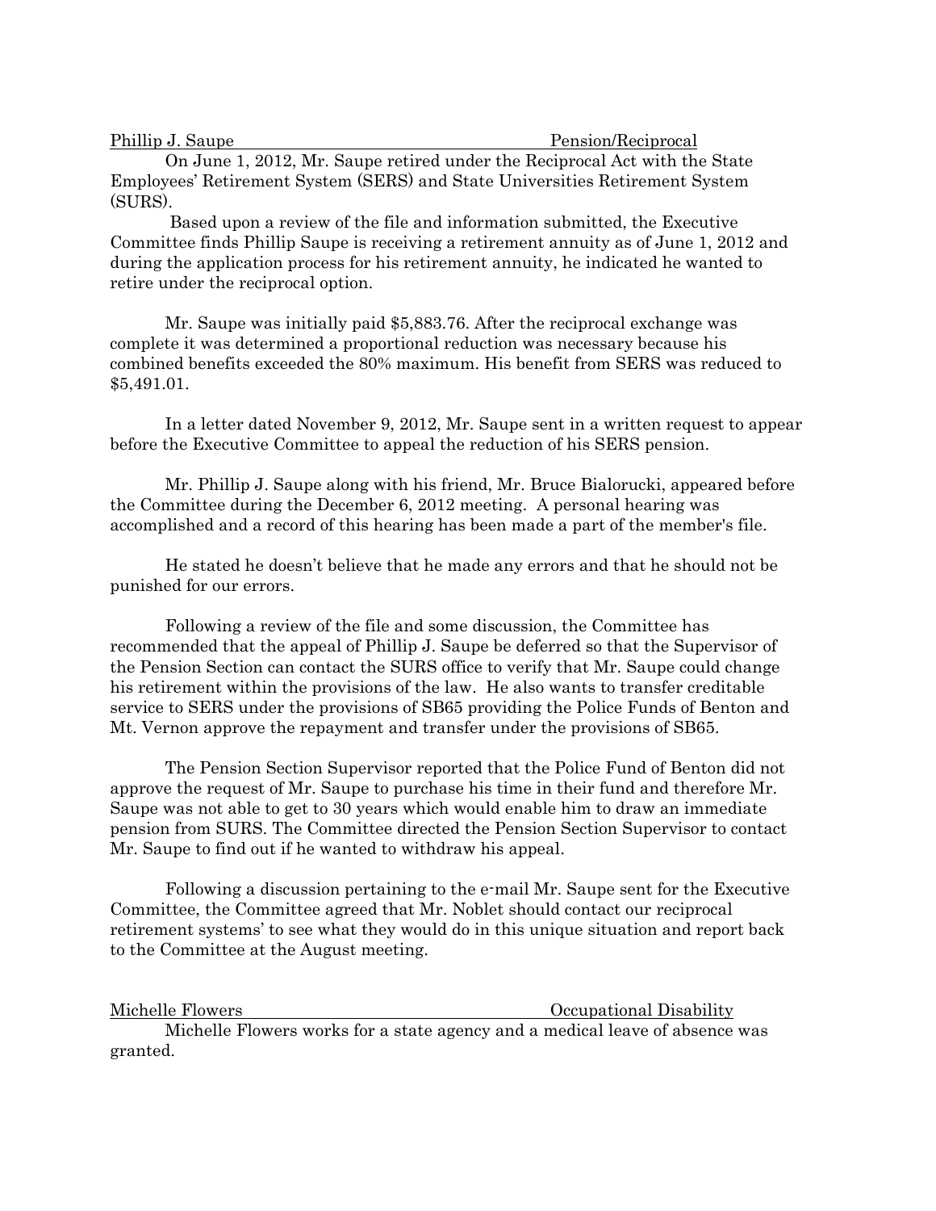Phillip J. Saupe Pension/Reciprocal

On June 1, 2012, Mr. Saupe retired under the Reciprocal Act with the State Employees' Retirement System (SERS) and State Universities Retirement System (SURS).

Based upon a review of the file and information submitted, the Executive Committee finds Phillip Saupe is receiving a retirement annuity as of June 1, 2012 and during the application process for his retirement annuity, he indicated he wanted to retire under the reciprocal option.

Mr. Saupe was initially paid $5,883.76. After the reciprocal exchange was complete it was determined a proportional reduction was necessary because his combined benefits exceeded the 80% maximum. His benefit from SERS was reduced to $5,491.01.

In a letter dated November 9, 2012, Mr. Saupe sent in a written request to appear before the Executive Committee to appeal the reduction of his SERS pension.

Mr. Phillip J. Saupe along with his friend, Mr. Bruce Bialorucki, appeared before the Committee during the December 6, 2012 meeting. A personal hearing was accomplished and a record of this hearing has been made a part of the member's file.

He stated he doesn't believe that he made any errors and that he should not be punished for our errors.

Following a review of the file and some discussion, the Committee has recommended that the appeal of Phillip J. Saupe be deferred so that the Supervisor of the Pension Section can contact the SURS office to verify that Mr. Saupe could change his retirement within the provisions of the law. He also wants to transfer creditable service to SERS under the provisions of SB65 providing the Police Funds of Benton and Mt. Vernon approve the repayment and transfer under the provisions of SB65.

The Pension Section Supervisor reported that the Police Fund of Benton did not approve the request of Mr. Saupe to purchase his time in their fund and therefore Mr. Saupe was not able to get to 30 years which would enable him to draw an immediate pension from SURS. The Committee directed the Pension Section Supervisor to contact Mr. Saupe to find out if he wanted to withdraw his appeal.

Following a discussion pertaining to the e-mail Mr. Saupe sent for the Executive Committee, the Committee agreed that Mr. Noblet should contact our reciprocal retirement systems' to see what they would do in this unique situation and report back to the Committee at the August meeting.

Michelle Flowers Occupational Disability

Michelle Flowers works for a state agency and a medical leave of absence was granted.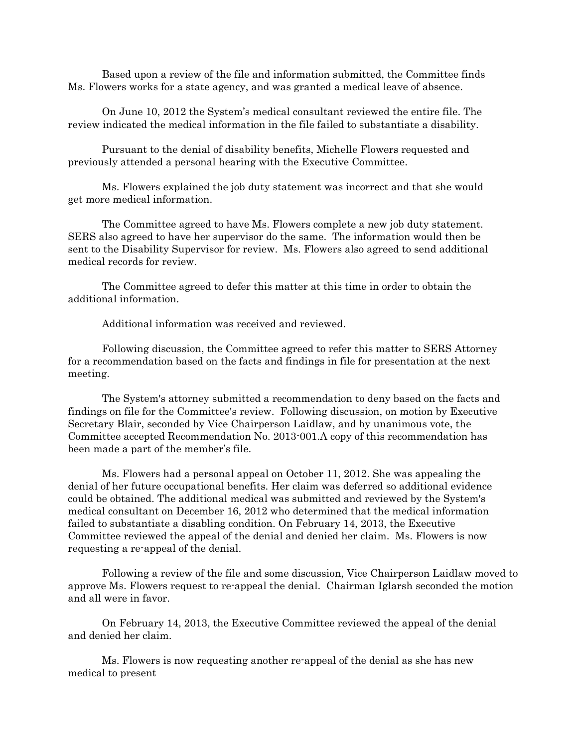Based upon a review of the file and information submitted, the Committee finds Ms. Flowers works for a state agency, and was granted a medical leave of absence.

On June 10, 2012 the System's medical consultant reviewed the entire file. The review indicated the medical information in the file failed to substantiate a disability.

Pursuant to the denial of disability benefits, Michelle Flowers requested and previously attended a personal hearing with the Executive Committee.

Ms. Flowers explained the job duty statement was incorrect and that she would get more medical information.

The Committee agreed to have Ms. Flowers complete a new job duty statement. SERS also agreed to have her supervisor do the same. The information would then be sent to the Disability Supervisor for review. Ms. Flowers also agreed to send additional medical records for review.

The Committee agreed to defer this matter at this time in order to obtain the additional information.

Additional information was received and reviewed.

Following discussion, the Committee agreed to refer this matter to SERS Attorney for a recommendation based on the facts and findings in file for presentation at the next meeting.

The System's attorney submitted a recommendation to deny based on the facts and findings on file for the Committee's review. Following discussion, on motion by Executive Secretary Blair, seconded by Vice Chairperson Laidlaw, and by unanimous vote, the Committee accepted Recommendation No. 2013-001.A copy of this recommendation has been made a part of the member's file.

Ms. Flowers had a personal appeal on October 11, 2012. She was appealing the denial of her future occupational benefits. Her claim was deferred so additional evidence could be obtained. The additional medical was submitted and reviewed by the System's medical consultant on December 16, 2012 who determined that the medical information failed to substantiate a disabling condition. On February 14, 2013, the Executive Committee reviewed the appeal of the denial and denied her claim. Ms. Flowers is now requesting a re-appeal of the denial.

Following a review of the file and some discussion, Vice Chairperson Laidlaw moved to approve Ms. Flowers request to re-appeal the denial. Chairman Iglarsh seconded the motion and all were in favor.

On February 14, 2013, the Executive Committee reviewed the appeal of the denial and denied her claim.

Ms. Flowers is now requesting another re-appeal of the denial as she has new medical to present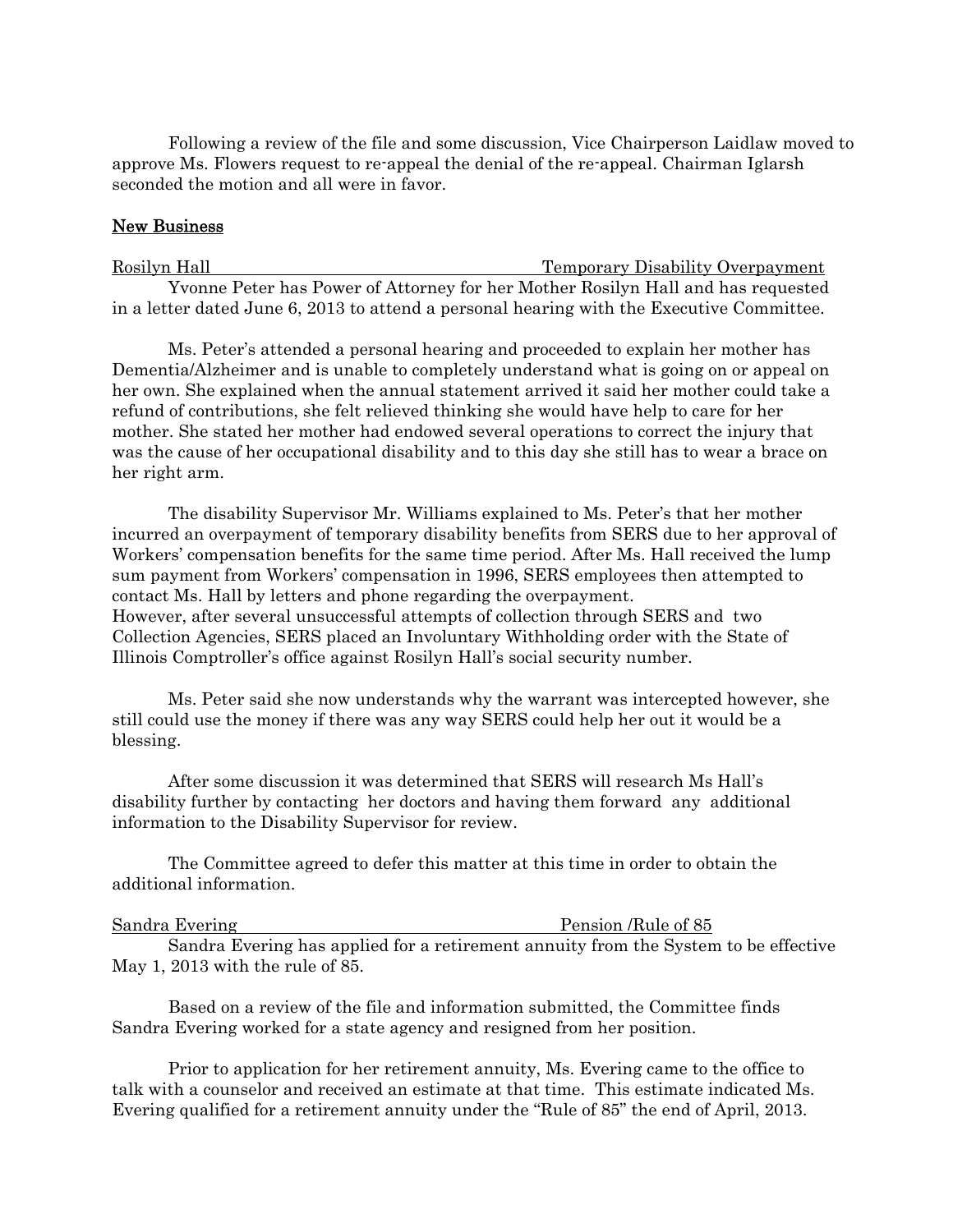Following a review of the file and some discussion, Vice Chairperson Laidlaw moved to approve Ms. Flowers request to re-appeal the denial of the re-appeal. Chairman Iglarsh seconded the motion and all were in favor.

## New Business

Rosilyn Hall — Temporary Disability Overpayment

Yvonne Peter has Power of Attorney for her Mother Rosilyn Hall and has requested in a letter dated June 6, 2013 to attend a personal hearing with the Executive Committee.

Ms. Peter's attended a personal hearing and proceeded to explain her mother has Dementia/Alzheimer and is unable to completely understand what is going on or appeal on her own. She explained when the annual statement arrived it said her mother could take a refund of contributions, she felt relieved thinking she would have help to care for her mother. She stated her mother had endowed several operations to correct the injury that was the cause of her occupational disability and to this day she still has to wear a brace on her right arm.

The disability Supervisor Mr. Williams explained to Ms. Peter's that her mother incurred an overpayment of temporary disability benefits from SERS due to her approval of Workers' compensation benefits for the same time period. After Ms. Hall received the lump sum payment from Workers' compensation in 1996, SERS employees then attempted to contact Ms. Hall by letters and phone regarding the overpayment.
However, after several unsuccessful attempts of collection through SERS and two Collection Agencies, SERS placed an Involuntary Withholding order with the State of Illinois Comptroller's office against Rosilyn Hall's social security number.

Ms. Peter said she now understands why the warrant was intercepted however, she still could use the money if there was any way SERS could help her out it would be a blessing.

After some discussion it was determined that SERS will research Ms Hall's disability further by contacting her doctors and having them forward any additional information to the Disability Supervisor for review.

The Committee agreed to defer this matter at this time in order to obtain the additional information.

Sandra Evering — Pension /Rule of 85

Sandra Evering has applied for a retirement annuity from the System to be effective May 1, 2013 with the rule of 85.

Based on a review of the file and information submitted, the Committee finds Sandra Evering worked for a state agency and resigned from her position.

Prior to application for her retirement annuity, Ms. Evering came to the office to talk with a counselor and received an estimate at that time. This estimate indicated Ms. Evering qualified for a retirement annuity under the "Rule of 85" the end of April, 2013.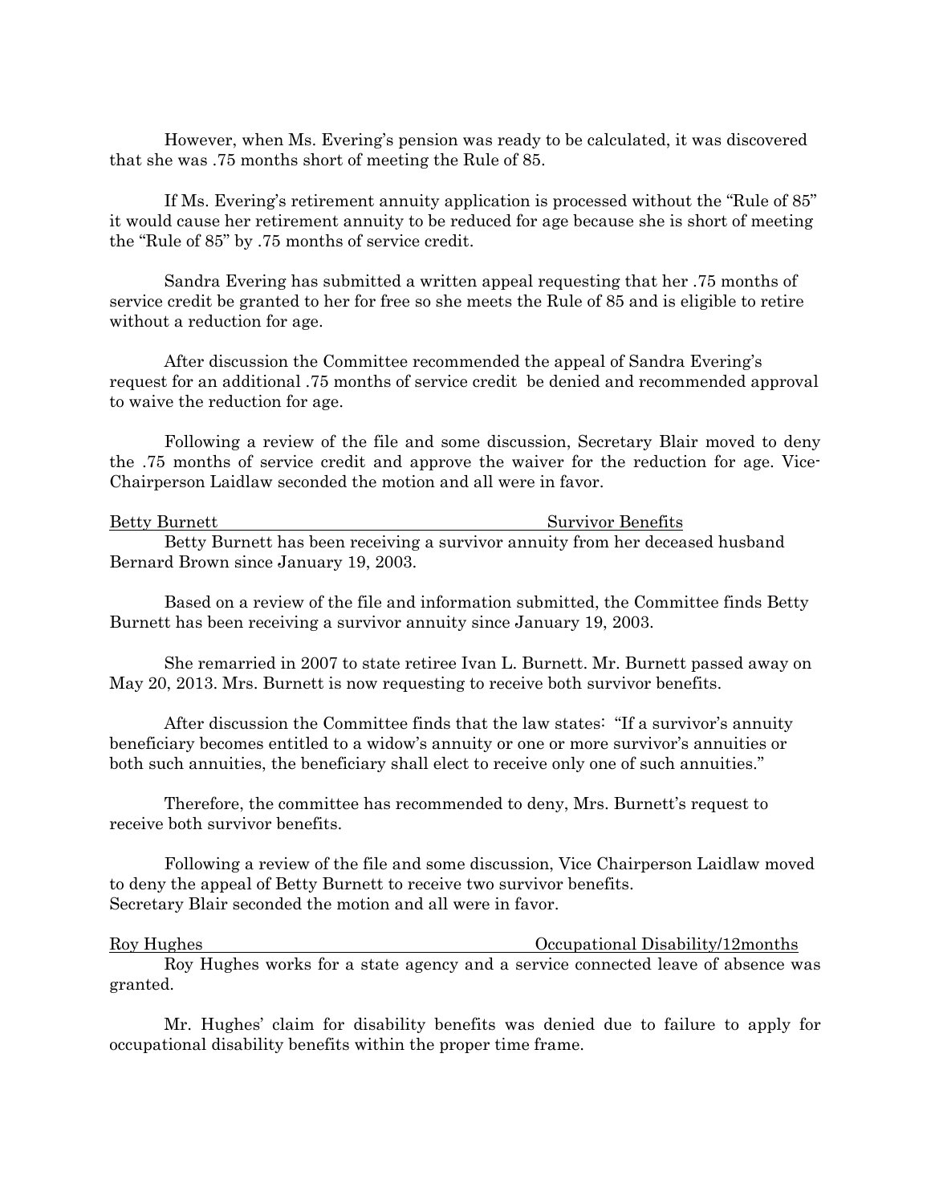However, when Ms. Evering's pension was ready to be calculated, it was discovered that she was .75 months short of meeting the Rule of 85.

If Ms. Evering's retirement annuity application is processed without the "Rule of 85" it would cause her retirement annuity to be reduced for age because she is short of meeting the "Rule of 85" by .75 months of service credit.

Sandra Evering has submitted a written appeal requesting that her .75 months of service credit be granted to her for free so she meets the Rule of 85 and is eligible to retire without a reduction for age.

After discussion the Committee recommended the appeal of Sandra Evering's request for an additional .75 months of service credit be denied and recommended approval to waive the reduction for age.

Following a review of the file and some discussion, Secretary Blair moved to deny the .75 months of service credit and approve the waiver for the reduction for age. Vice-Chairperson Laidlaw seconded the motion and all were in favor.

Betty Burnett — Survivor Benefits

Betty Burnett has been receiving a survivor annuity from her deceased husband Bernard Brown since January 19, 2003.

Based on a review of the file and information submitted, the Committee finds Betty Burnett has been receiving a survivor annuity since January 19, 2003.

She remarried in 2007 to state retiree Ivan L. Burnett. Mr. Burnett passed away on May 20, 2013. Mrs. Burnett is now requesting to receive both survivor benefits.

After discussion the Committee finds that the law states: "If a survivor's annuity beneficiary becomes entitled to a widow's annuity or one or more survivor's annuities or both such annuities, the beneficiary shall elect to receive only one of such annuities."

Therefore, the committee has recommended to deny, Mrs. Burnett's request to receive both survivor benefits.

Following a review of the file and some discussion, Vice Chairperson Laidlaw moved to deny the appeal of Betty Burnett to receive two survivor benefits. Secretary Blair seconded the motion and all were in favor.

Roy Hughes — Occupational Disability/12months

Roy Hughes works for a state agency and a service connected leave of absence was granted.

Mr. Hughes' claim for disability benefits was denied due to failure to apply for occupational disability benefits within the proper time frame.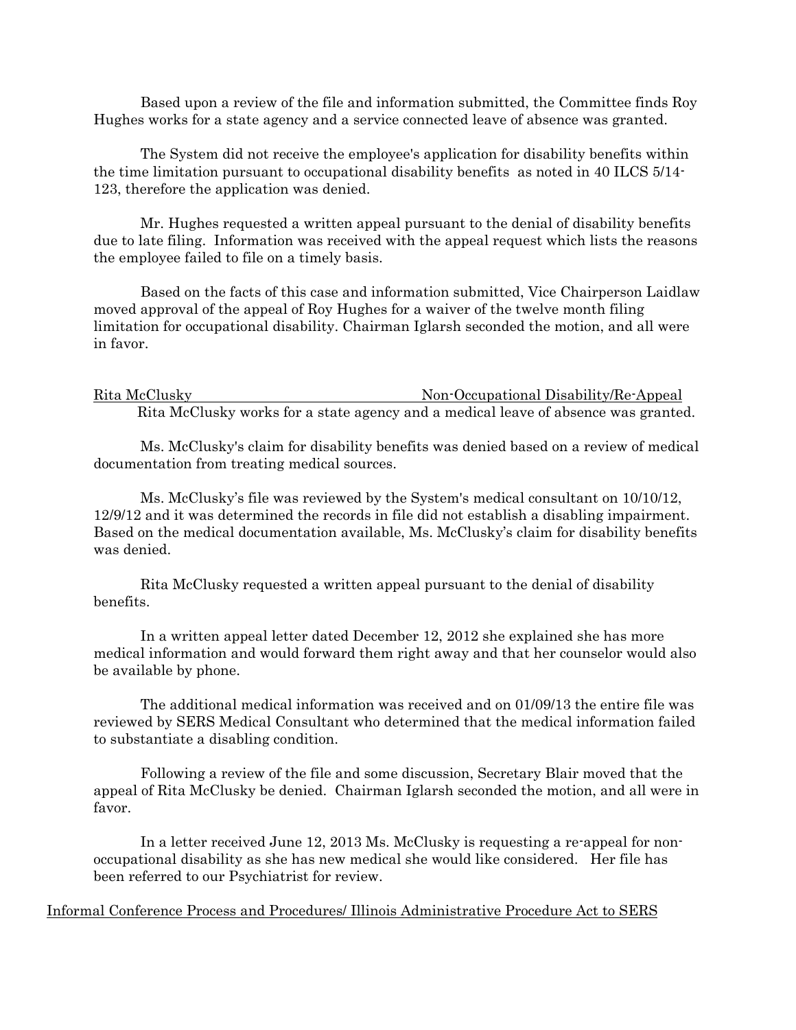Based upon a review of the file and information submitted, the Committee finds Roy Hughes works for a state agency and a service connected leave of absence was granted.

The System did not receive the employee's application for disability benefits within the time limitation pursuant to occupational disability benefits as noted in 40 ILCS 5/14-123, therefore the application was denied.

Mr. Hughes requested a written appeal pursuant to the denial of disability benefits due to late filing. Information was received with the appeal request which lists the reasons the employee failed to file on a timely basis.

Based on the facts of this case and information submitted, Vice Chairperson Laidlaw moved approval of the appeal of Roy Hughes for a waiver of the twelve month filing limitation for occupational disability. Chairman Iglarsh seconded the motion, and all were in favor.

Rita McClusky — Non-Occupational Disability/Re-Appeal

Rita McClusky works for a state agency and a medical leave of absence was granted.

Ms. McClusky's claim for disability benefits was denied based on a review of medical documentation from treating medical sources.

Ms. McClusky's file was reviewed by the System's medical consultant on 10/10/12, 12/9/12 and it was determined the records in file did not establish a disabling impairment. Based on the medical documentation available, Ms. McClusky's claim for disability benefits was denied.

Rita McClusky requested a written appeal pursuant to the denial of disability benefits.

In a written appeal letter dated December 12, 2012 she explained she has more medical information and would forward them right away and that her counselor would also be available by phone.

The additional medical information was received and on 01/09/13 the entire file was reviewed by SERS Medical Consultant who determined that the medical information failed to substantiate a disabling condition.

Following a review of the file and some discussion, Secretary Blair moved that the appeal of Rita McClusky be denied. Chairman Iglarsh seconded the motion, and all were in favor.

In a letter received June 12, 2013 Ms. McClusky is requesting a re-appeal for non-occupational disability as she has new medical she would like considered. Her file has been referred to our Psychiatrist for review.

Informal Conference Process and Procedures/ Illinois Administrative Procedure Act to SERS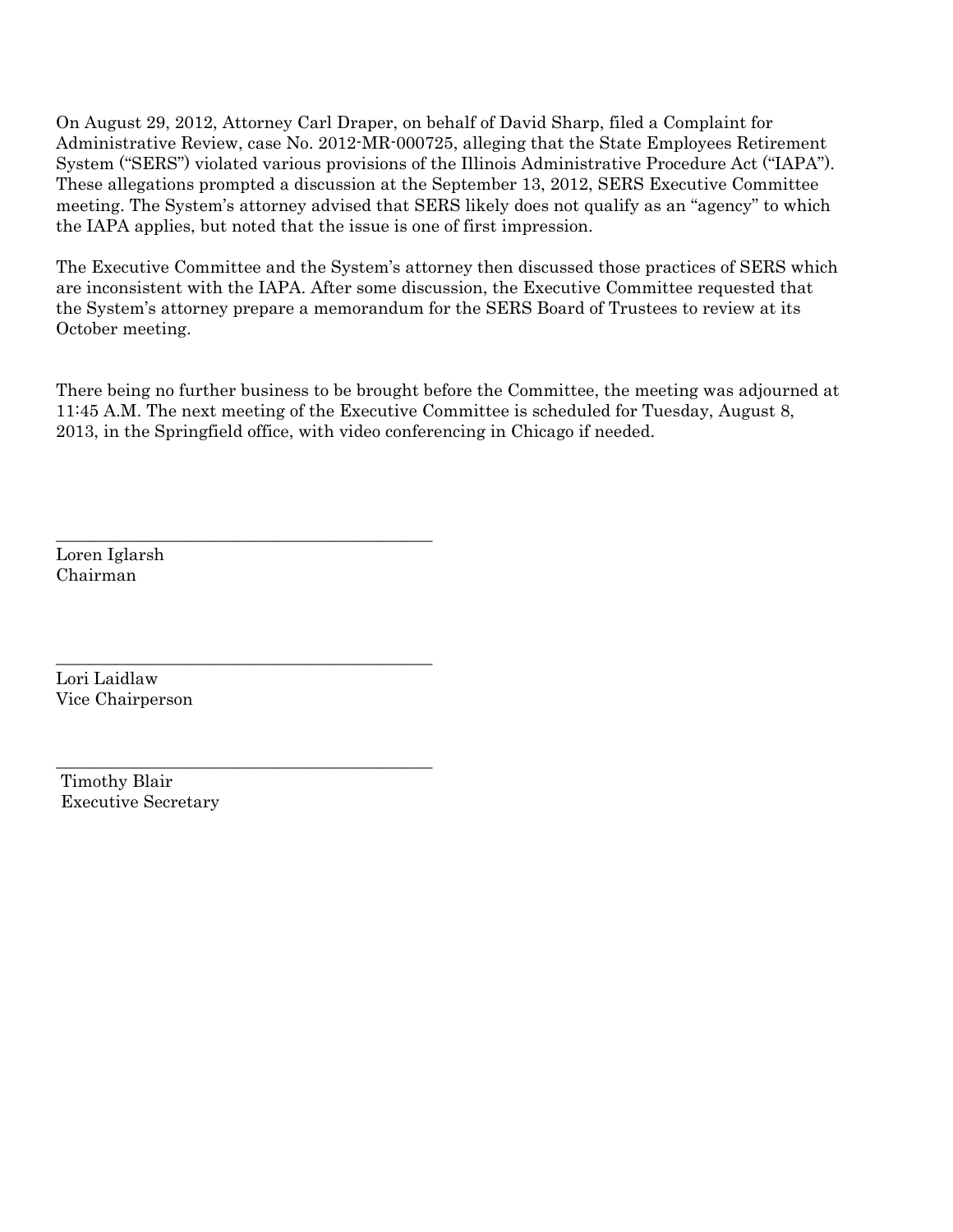On August 29, 2012, Attorney Carl Draper, on behalf of David Sharp, filed a Complaint for Administrative Review, case No. 2012-MR-000725, alleging that the State Employees Retirement System ("SERS") violated various provisions of the Illinois Administrative Procedure Act ("IAPA"). These allegations prompted a discussion at the September 13, 2012, SERS Executive Committee meeting. The System's attorney advised that SERS likely does not qualify as an "agency" to which the IAPA applies, but noted that the issue is one of first impression.

The Executive Committee and the System's attorney then discussed those practices of SERS which are inconsistent with the IAPA. After some discussion, the Executive Committee requested that the System's attorney prepare a memorandum for the SERS Board of Trustees to review at its October meeting.

There being no further business to be brought before the Committee, the meeting was adjourned at 11:45 A.M. The next meeting of the Executive Committee is scheduled for Tuesday, August 8, 2013, in the Springfield office, with video conferencing in Chicago if needed.

\_\_\_\_\_\_\_\_\_\_\_\_\_\_\_\_\_\_\_\_\_\_\_\_\_\_\_\_\_\_\_\_\_\_\_\_\_\_\_\_\_\_\_\_

Loren Iglarsh
Chairman

\_\_\_\_\_\_\_\_\_\_\_\_\_\_\_\_\_\_\_\_\_\_\_\_\_\_\_\_\_\_\_\_\_\_\_\_\_\_\_\_\_\_\_\_

Lori Laidlaw
Vice Chairperson

\_\_\_\_\_\_\_\_\_\_\_\_\_\_\_\_\_\_\_\_\_\_\_\_\_\_\_\_\_\_\_\_\_\_\_\_\_\_\_\_\_\_\_\_

Timothy Blair
Executive Secretary